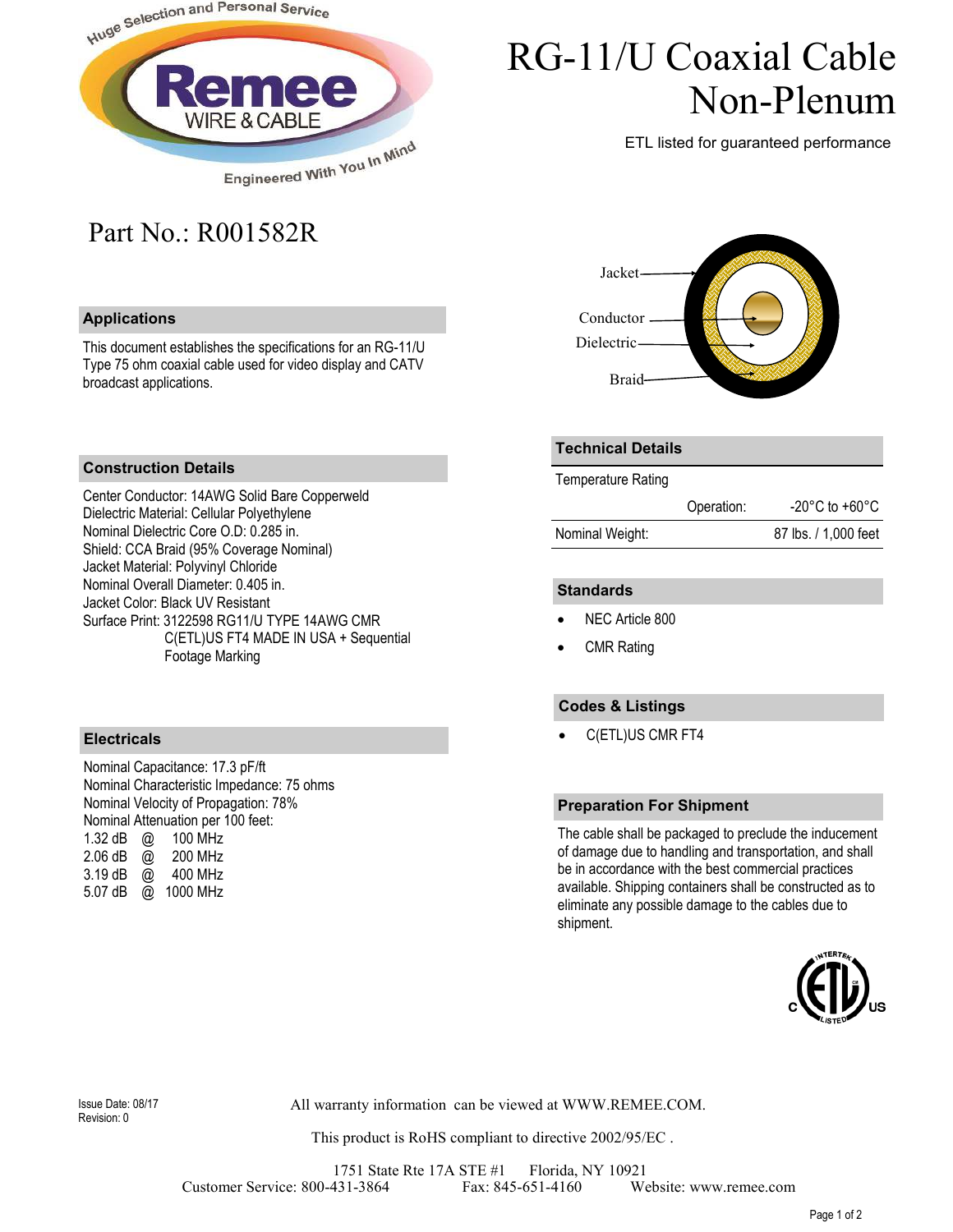# RG-11/U Coaxial Cable Non-Plenum

ETL listed for guaranteed performance

## Part No.: R001582R

## Applications

This document establishes the specifications for an RG-11/U Type 75 ohm coaxial cable used for video display and CATV broadcast applications.

Jacket
Conductor
Dielectric
Braid

## Construction Details

Center Conductor: 14AWG Solid Bare Copperweld
Dielectric Material: Cellular Polyethylene
Nominal Dielectric Core O.D: 0.285 in.
Shield: CCA Braid (95% Coverage Nominal)
Jacket Material: Polyvinyl Chloride
Nominal Overall Diameter: 0.405 in.
Jacket Color: Black UV Resistant
Surface Print: 3122598 RG11/U TYPE 14AWG CMR C(ETL)US FT4 MADE IN USA + Sequential Footage Marking

## Electricals

Nominal Capacitance: 17.3 pF/ft
Nominal Characteristic Impedance: 75 ohms
Nominal Velocity of Propagation: 78%
Nominal Attenuation per 100 feet:

| | | |
|---|---|---|
| 1.32 dB | @ | 100 MHz |
| 2.06 dB | @ | 200 MHz |
| 3.19 dB | @ | 400 MHz |
| 5.07 dB | @ | 1000 MHz |

## Technical Details

| Temperature Rating | | |
|---|---|---|
| | Operation: | -20°C to +60°C |
| Nominal Weight: | | 87 lbs. / 1,000 feet |

## Standards

- NEC Article 800
- CMR Rating

## Codes & Listings

- C(ETL)US CMR FT4

## Preparation For Shipment

The cable shall be packaged to preclude the inducement of damage due to handling and transportation, and shall be in accordance with the best commercial practices available. Shipping containers shall be constructed as to eliminate any possible damage to the cables due to shipment.

Issue Date: 08/17
Revision: 0

All warranty information can be viewed at WWW.REMEE.COM.

This product is RoHS compliant to directive 2002/95/EC .

1751 State Rte 17A STE #1 Florida, NY 10921
Customer Service: 800-431-3864 Fax: 845-651-4160 Website: www.remee.com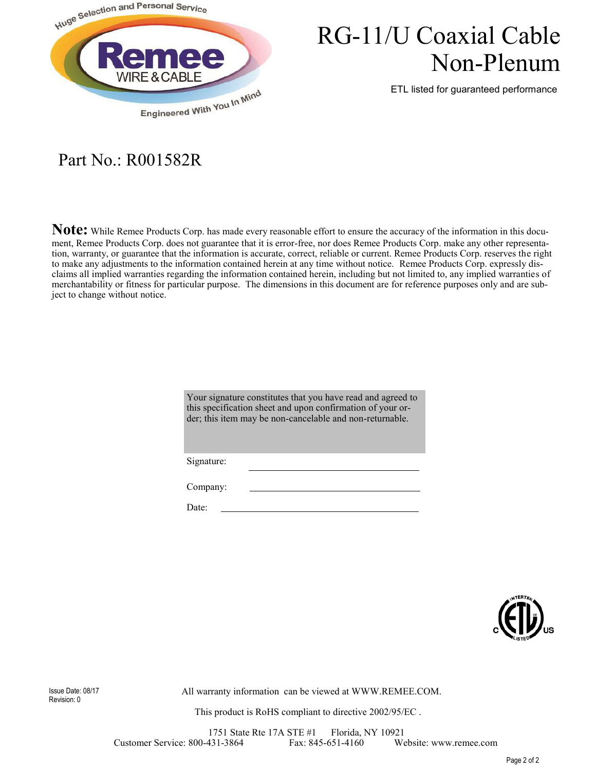# RG-11/U Coaxial Cable Non-Plenum

ETL listed for guaranteed performance

## Part No.: R001582R

**Note:** While Remee Products Corp. has made every reasonable effort to ensure the accuracy of the information in this document, Remee Products Corp. does not guarantee that it is error-free, nor does Remee Products Corp. make any other representation, warranty, or guarantee that the information is accurate, correct, reliable or current. Remee Products Corp. reserves the right to make any adjustments to the information contained herein at any time without notice. Remee Products Corp. expressly disclaims all implied warranties regarding the information contained herein, including but not limited to, any implied warranties of merchantability or fitness for particular purpose. The dimensions in this document are for reference purposes only and are subject to change without notice.

Your signature constitutes that you have read and agreed to this specification sheet and upon confirmation of your order; this item may be non-cancelable and non-returnable.

Signature: ______________________________

Company: ______________________________

Date: ______________________________

Issue Date: 08/17
Revision: 0

All warranty information can be viewed at WWW.REMEE.COM.

This product is RoHS compliant to directive 2002/95/EC .

1751 State Rte 17A STE #1 Florida, NY 10921
Customer Service: 800-431-3864 Fax: 845-651-4160 Website: www.remee.com